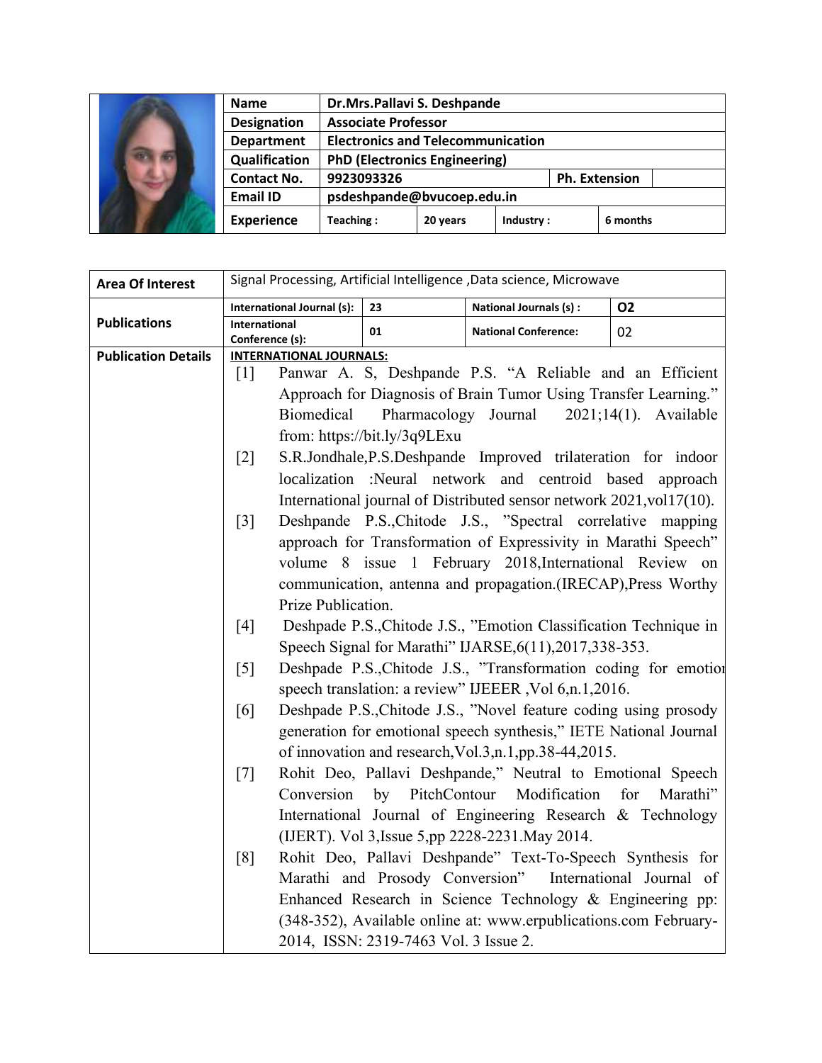| Name | Dr.Mrs.Pallavi S. Deshpande | | | |
|---|---|---|---|---|
| Designation | Associate Professor | | | |
| Department | Electronics and Telecommunication | | | |
| Qualification | PhD (Electronics Engineering) | | | |
| Contact No. | 9923093326 | | Ph. Extension | |
| Email ID | psdeshpande@bvucoep.edu.in | | | |
| Experience | Teaching : | 20 years | Industry : | 6 months |

| Area Of Interest | Signal Processing, Artificial Intelligence ,Data science, Microwave | | | |
|---|---|---|---|---|
| Publications | International Journal (s): | 23 | National Journals (s) : | O2 |
| | International Conference (s): | 01 | National Conference: | 02 |

**Publication Details**

**INTERNATIONAL JOURNALS:**

[1] Panwar A. S, Deshpande P.S. "A Reliable and an Efficient Approach for Diagnosis of Brain Tumor Using Transfer Learning." Biomedical Pharmacology Journal 2021;14(1). Available from: https://bit.ly/3q9LExu

[2] S.R.Jondhale,P.S.Deshpande Improved trilateration for indoor localization :Neural network and centroid based approach International journal of Distributed sensor network 2021,vol17(10).

[3] Deshpande P.S.,Chitode J.S., "Spectral correlative mapping approach for Transformation of Expressivity in Marathi Speech" volume 8 issue 1 February 2018,International Review on communication, antenna and propagation.(IRECAP),Press Worthy Prize Publication.

[4] Deshpade P.S.,Chitode J.S., "Emotion Classification Technique in Speech Signal for Marathi" IJARSE,6(11),2017,338-353.

[5] Deshpade P.S.,Chitode J.S., "Transformation coding for emotion speech translation: a review" IJEEER ,Vol 6,n.1,2016.

[6] Deshpade P.S.,Chitode J.S., "Novel feature coding using prosody generation for emotional speech synthesis," IETE National Journal of innovation and research,Vol.3,n.1,pp.38-44,2015.

[7] Rohit Deo, Pallavi Deshpande," Neutral to Emotional Speech Conversion by PitchContour Modification for Marathi" International Journal of Engineering Research & Technology (IJERT). Vol 3,Issue 5,pp 2228-2231.May 2014.

[8] Rohit Deo, Pallavi Deshpande" Text-To-Speech Synthesis for Marathi and Prosody Conversion" International Journal of Enhanced Research in Science Technology & Engineering pp: (348-352), Available online at: www.erpublications.com February-2014, ISSN: 2319-7463 Vol. 3 Issue 2.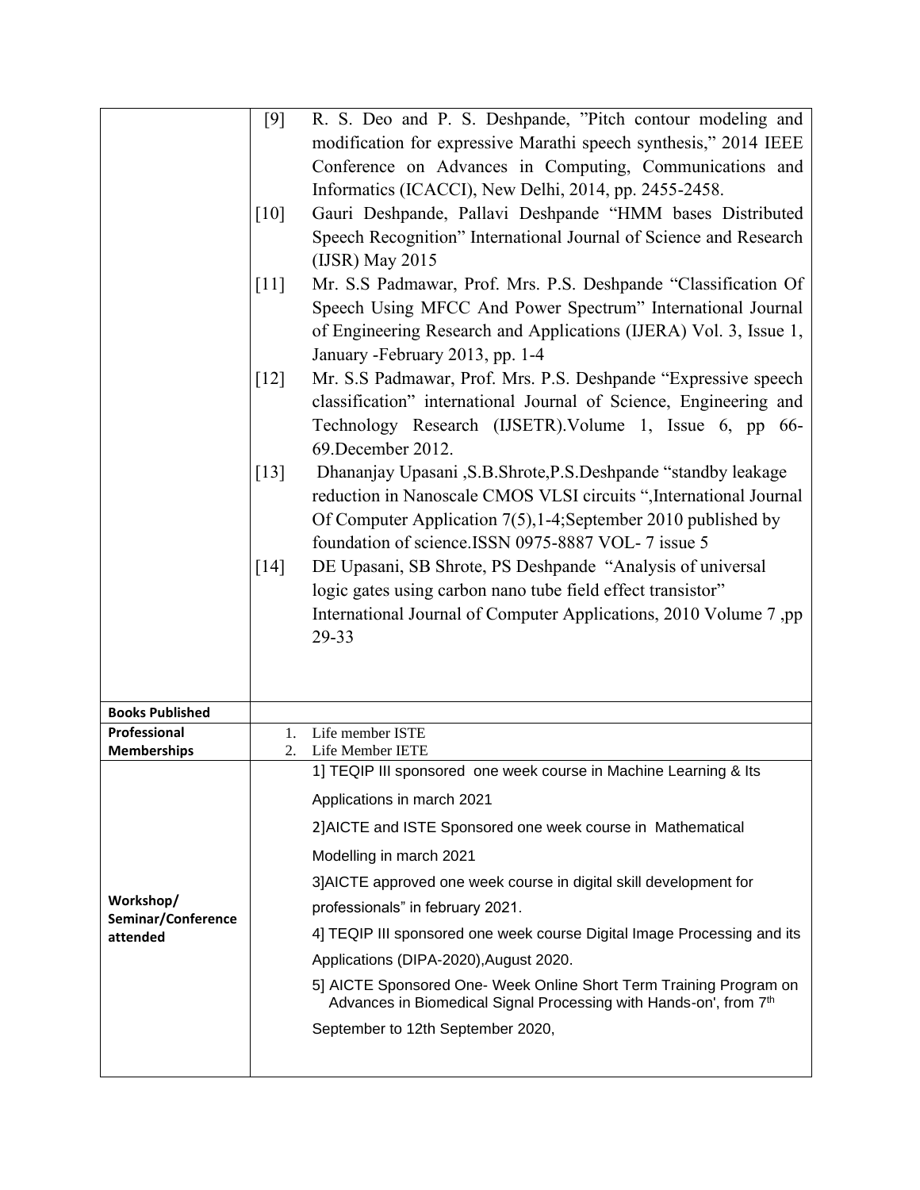| | |
|---|---|
| | [9] R. S. Deo and P. S. Deshpande, "Pitch contour modeling and modification for expressive Marathi speech synthesis," 2014 IEEE Conference on Advances in Computing, Communications and Informatics (ICACCI), New Delhi, 2014, pp. 2455-2458.<br>[10] Gauri Deshpande, Pallavi Deshpande "HMM bases Distributed Speech Recognition" International Journal of Science and Research (IJSR) May 2015<br>[11] Mr. S.S Padmawar, Prof. Mrs. P.S. Deshpande "Classification Of Speech Using MFCC And Power Spectrum" International Journal of Engineering Research and Applications (IJERA) Vol. 3, Issue 1, January -February 2013, pp. 1-4<br>[12] Mr. S.S Padmawar, Prof. Mrs. P.S. Deshpande "Expressive speech classification" international Journal of Science, Engineering and Technology Research (IJSETR).Volume 1, Issue 6, pp 66-69.December 2012.<br>[13] Dhananjay Upasani ,S.B.Shrote,P.S.Deshpande "standby leakage reduction in Nanoscale CMOS VLSI circuits ",International Journal Of Computer Application 7(5),1-4;September 2010 published by foundation of science.ISSN 0975-8887 VOL- 7 issue 5<br>[14] DE Upasani, SB Shrote, PS Deshpande "Analysis of universal logic gates using carbon nano tube field effect transistor" International Journal of Computer Applications, 2010 Volume 7 ,pp 29-33 |
| **Books Published** | |
| **Professional Memberships** | 1. Life member ISTE<br>2. Life Member IETE |
| **Workshop/ Seminar/Conference attended** | 1] TEQIP III sponsored one week course in Machine Learning & Its Applications in march 2021<br>2]AICTE and ISTE Sponsored one week course in Mathematical Modelling in march 2021<br>3]AICTE approved one week course in digital skill development for professionals" in february 2021.<br>4] TEQIP III sponsored one week course Digital Image Processing and its Applications (DIPA-2020),August 2020.<br>5] AICTE Sponsored One- Week Online Short Term Training Program on Advances in Biomedical Signal Processing with Hands-on', from 7th September to 12th September 2020, |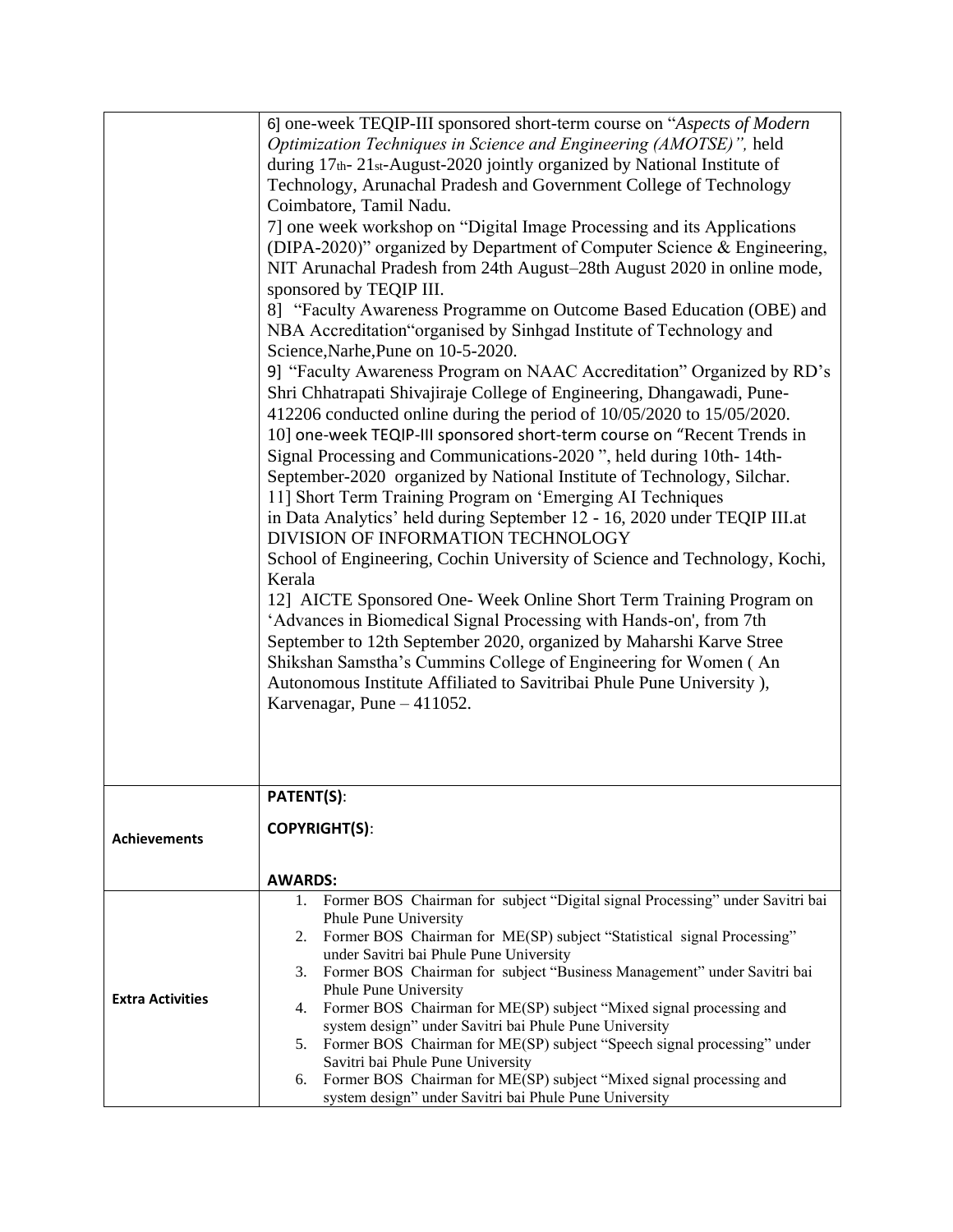| | |
|---|---|
| | 6] one-week TEQIP-III sponsored short-term course on "*Aspects of Modern Optimization Techniques in Science and Engineering (AMOTSE)",* held during 17th- 21st-August-2020 jointly organized by National Institute of Technology, Arunachal Pradesh and Government College of Technology Coimbatore, Tamil Nadu.<br>7] one week workshop on "Digital Image Processing and its Applications (DIPA-2020)" organized by Department of Computer Science & Engineering, NIT Arunachal Pradesh from 24th August–28th August 2020 in online mode, sponsored by TEQIP III.<br>8] "Faculty Awareness Programme on Outcome Based Education (OBE) and NBA Accreditation"organised by Sinhgad Institute of Technology and Science,Narhe,Pune on 10-5-2020.<br>9] "Faculty Awareness Program on NAAC Accreditation" Organized by RD's Shri Chhatrapati Shivajiraje College of Engineering, Dhangawadi, Pune-412206 conducted online during the period of 10/05/2020 to 15/05/2020.<br>10] one-week TEQIP-III sponsored short-term course on "Recent Trends in Signal Processing and Communications-2020 ", held during 10th- 14th-September-2020 organized by National Institute of Technology, Silchar.<br>11] Short Term Training Program on 'Emerging AI Techniques in Data Analytics' held during September 12 - 16, 2020 under TEQIP III.at DIVISION OF INFORMATION TECHNOLOGY School of Engineering, Cochin University of Science and Technology, Kochi, Kerala<br>12] AICTE Sponsored One- Week Online Short Term Training Program on 'Advances in Biomedical Signal Processing with Hands-on', from 7th September to 12th September 2020, organized by Maharshi Karve Stree Shikshan Samstha's Cummins College of Engineering for Women ( An Autonomous Institute Affiliated to Savitribai Phule Pune University ), Karvenagar, Pune – 411052. |
| **Achievements** | **PATENT(S)**:<br><br>**COPYRIGHT(S)**:<br><br>**AWARDS:** |
| **Extra Activities** | 1. Former BOS Chairman for subject "Digital signal Processing" under Savitri bai Phule Pune University<br>2. Former BOS Chairman for ME(SP) subject "Statistical signal Processing" under Savitri bai Phule Pune University<br>3. Former BOS Chairman for subject "Business Management" under Savitri bai Phule Pune University<br>4. Former BOS Chairman for ME(SP) subject "Mixed signal processing and system design" under Savitri bai Phule Pune University<br>5. Former BOS Chairman for ME(SP) subject "Speech signal processing" under Savitri bai Phule Pune University<br>6. Former BOS Chairman for ME(SP) subject "Mixed signal processing and system design" under Savitri bai Phule Pune University |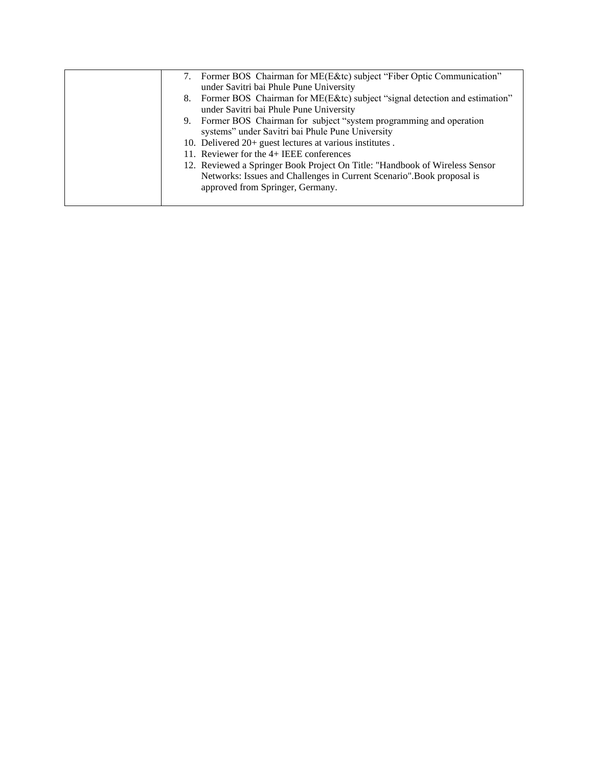| | |
|---|---|
| | 7. Former BOS Chairman for ME(E&tc) subject "Fiber Optic Communication" under Savitri bai Phule Pune University<br>8. Former BOS Chairman for ME(E&tc) subject "signal detection and estimation" under Savitri bai Phule Pune University<br>9. Former BOS Chairman for subject "system programming and operation systems" under Savitri bai Phule Pune University<br>10. Delivered 20+ guest lectures at various institutes .<br>11. Reviewer for the 4+ IEEE conferences<br>12. Reviewed a Springer Book Project On Title: "Handbook of Wireless Sensor Networks: Issues and Challenges in Current Scenario".Book proposal is approved from Springer, Germany. |